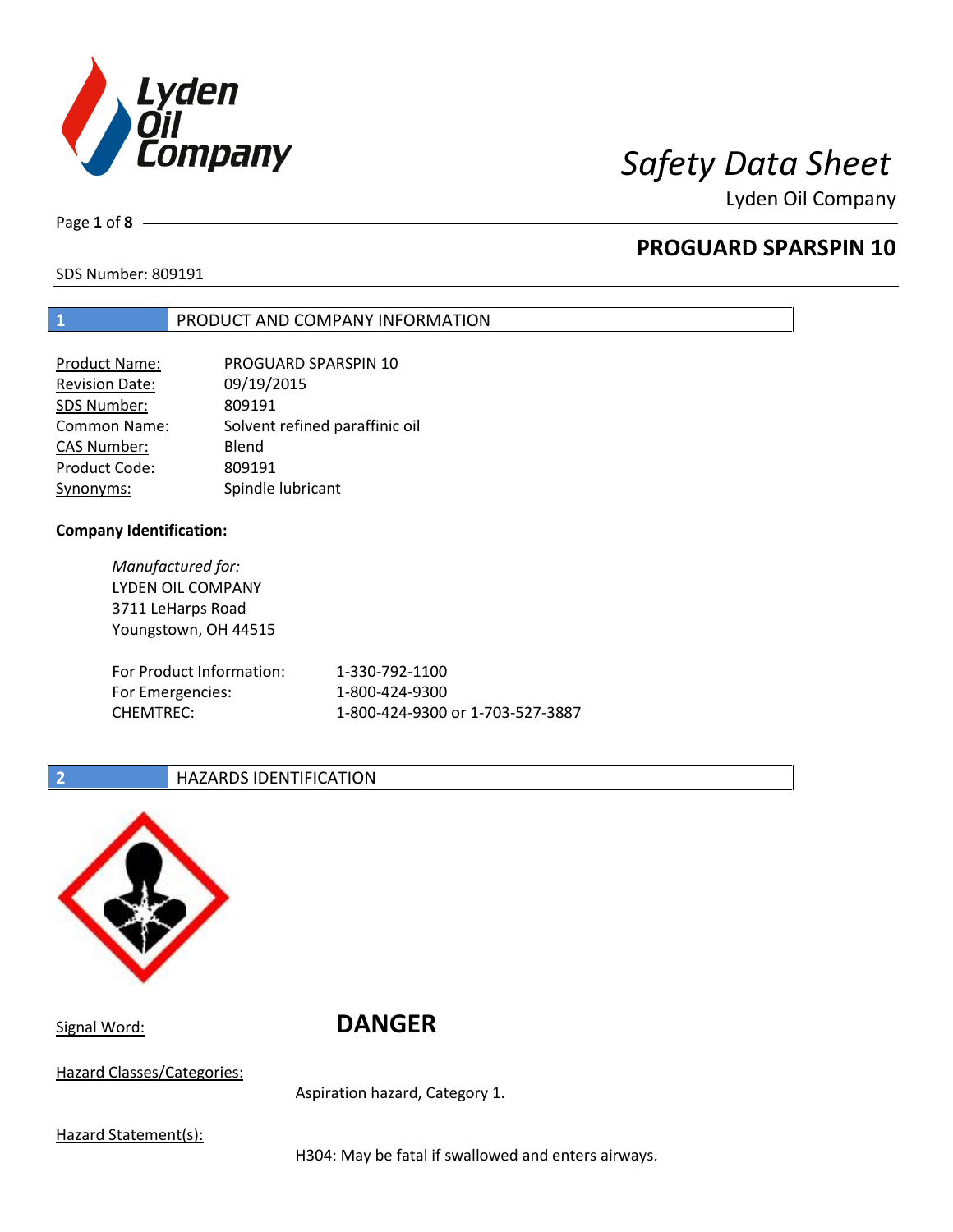# Safety Data Sheet

Lyden Oil Company

## PROGUARD SPARSPIN 10

SDS Number: 809191

## 1 PRODUCT AND COMPANY INFORMATION

| | |
|---|---|
| Product Name: | PROGUARD SPARSPIN 10 |
| Revision Date: | 09/19/2015 |
| SDS Number: | 809191 |
| Common Name: | Solvent refined paraffinic oil |
| CAS Number: | Blend |
| Product Code: | 809191 |
| Synonyms: | Spindle lubricant |

**Company Identification:**

*Manufactured for:*
LYDEN OIL COMPANY
3711 LeHarps Road
Youngstown, OH 44515

| | |
|---|---|
| For Product Information: | 1-330-792-1100 |
| For Emergencies: | 1-800-424-9300 |
| CHEMTREC: | 1-800-424-9300 or 1-703-527-3887 |

## 2 HAZARDS IDENTIFICATION

Signal Word: **DANGER**

Hazard Classes/Categories:

Aspiration hazard, Category 1.

Hazard Statement(s):

H304: May be fatal if swallowed and enters airways.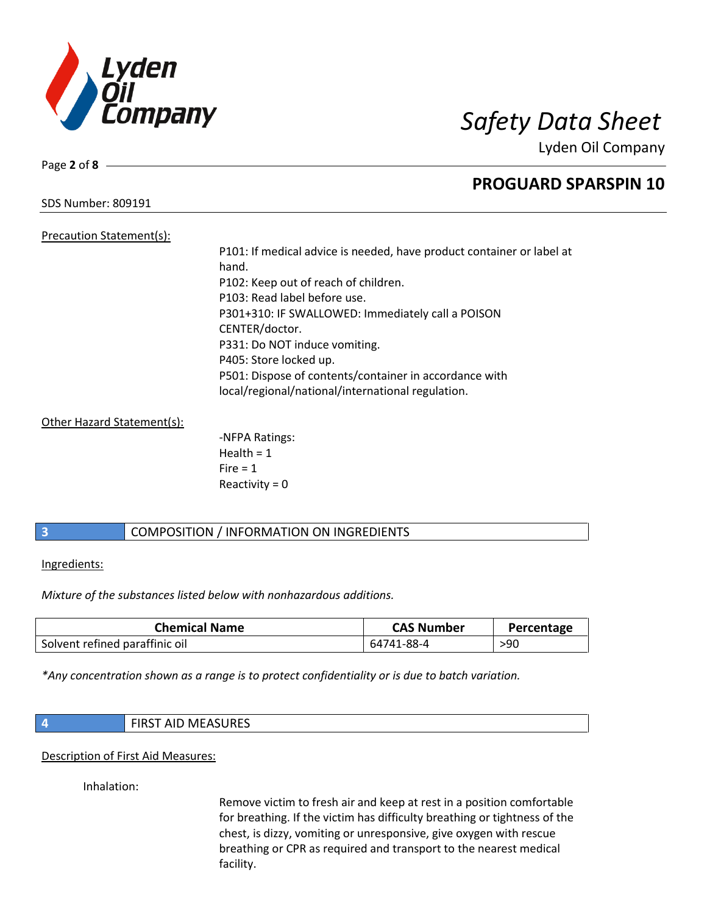Precation Statement(s):

P101: If medical advice is needed, have product container or label at hand.
P102: Keep out of reach of children.
P103: Read label before use.
P301+310: IF SWALLOWED: Immediately call a POISON CENTER/doctor.
P331: Do NOT induce vomiting.
P405: Store locked up.
P501: Dispose of contents/container in accordance with local/regional/national/international regulation.

Other Hazard Statement(s):

-NFPA Ratings:
Health = 1
Fire = 1
Reactivity = 0

## 3 COMPOSITION / INFORMATION ON INGREDIENTS

Ingredients:

*Mixture of the substances listed below with nonhazardous additions.*

| Chemical Name | CAS Number | Percentage |
|---|---|---|
| Solvent refined paraffinic oil | 64741-88-4 | >90 |

*\*Any concentration shown as a range is to protect confidentiality or is due to batch variation.*

## 4 FIRST AID MEASURES

Description of First Aid Measures:

Inhalation:

Remove victim to fresh air and keep at rest in a position comfortable for breathing. If the victim has difficulty breathing or tightness of the chest, is dizzy, vomiting or unresponsive, give oxygen with rescue breathing or CPR as required and transport to the nearest medical facility.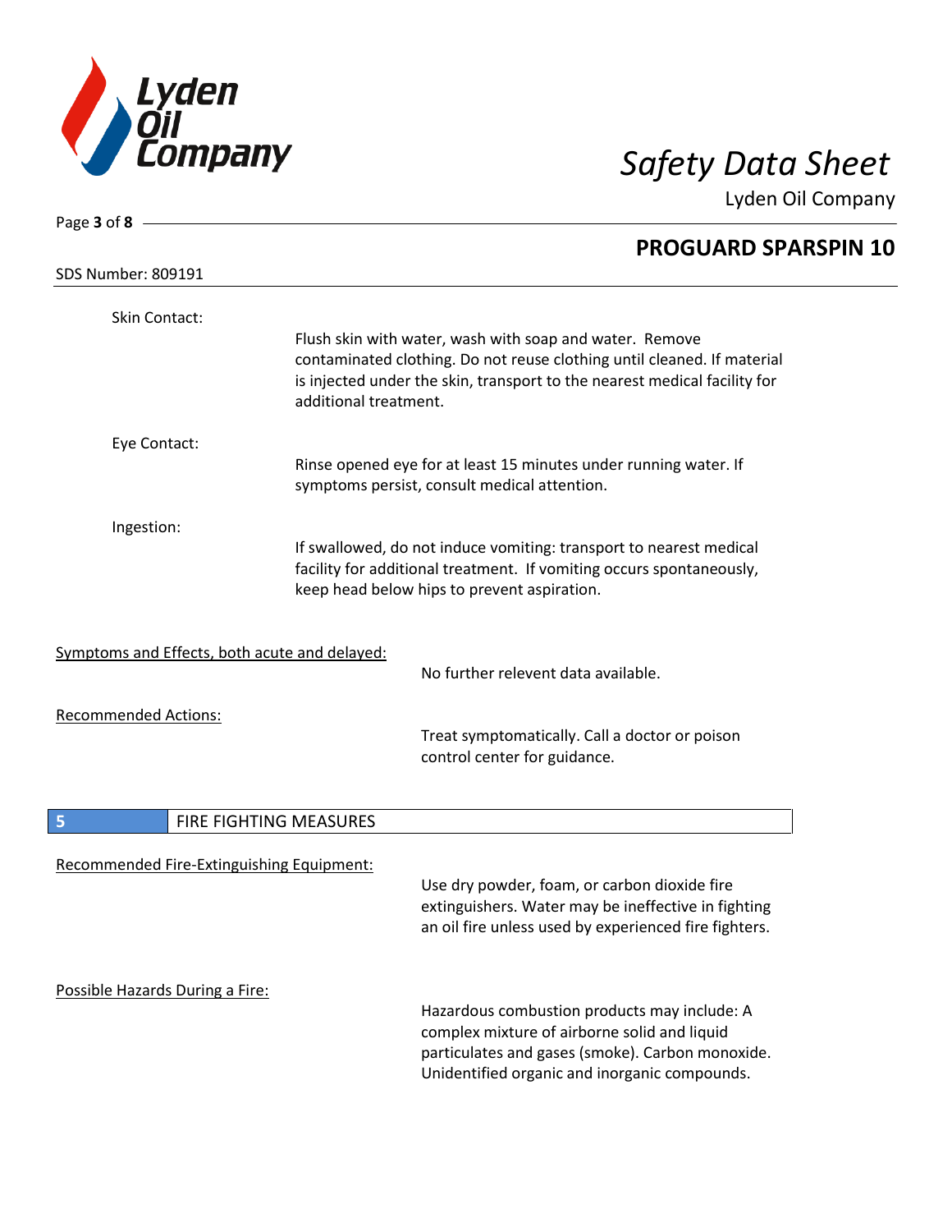Skin Contact:

Flush skin with water, wash with soap and water. Remove contaminated clothing. Do not reuse clothing until cleaned. If material is injected under the skin, transport to the nearest medical facility for additional treatment.

Eye Contact:

Rinse opened eye for at least 15 minutes under running water. If symptoms persist, consult medical attention.

Ingestion:

If swallowed, do not induce vomiting: transport to nearest medical facility for additional treatment. If vomiting occurs spontaneously, keep head below hips to prevent aspiration.

Symptoms and Effects, both acute and delayed:

No further relevent data available.

Recommended Actions:

Treat symptomatically. Call a doctor or poison control center for guidance.

## 5 FIRE FIGHTING MEASURES

Recommended Fire-Extinguishing Equipment:

Use dry powder, foam, or carbon dioxide fire extinguishers. Water may be ineffective in fighting an oil fire unless used by experienced fire fighters.

Possible Hazards During a Fire:

Hazardous combustion products may include: A complex mixture of airborne solid and liquid particulates and gases (smoke). Carbon monoxide. Unidentified organic and inorganic compounds.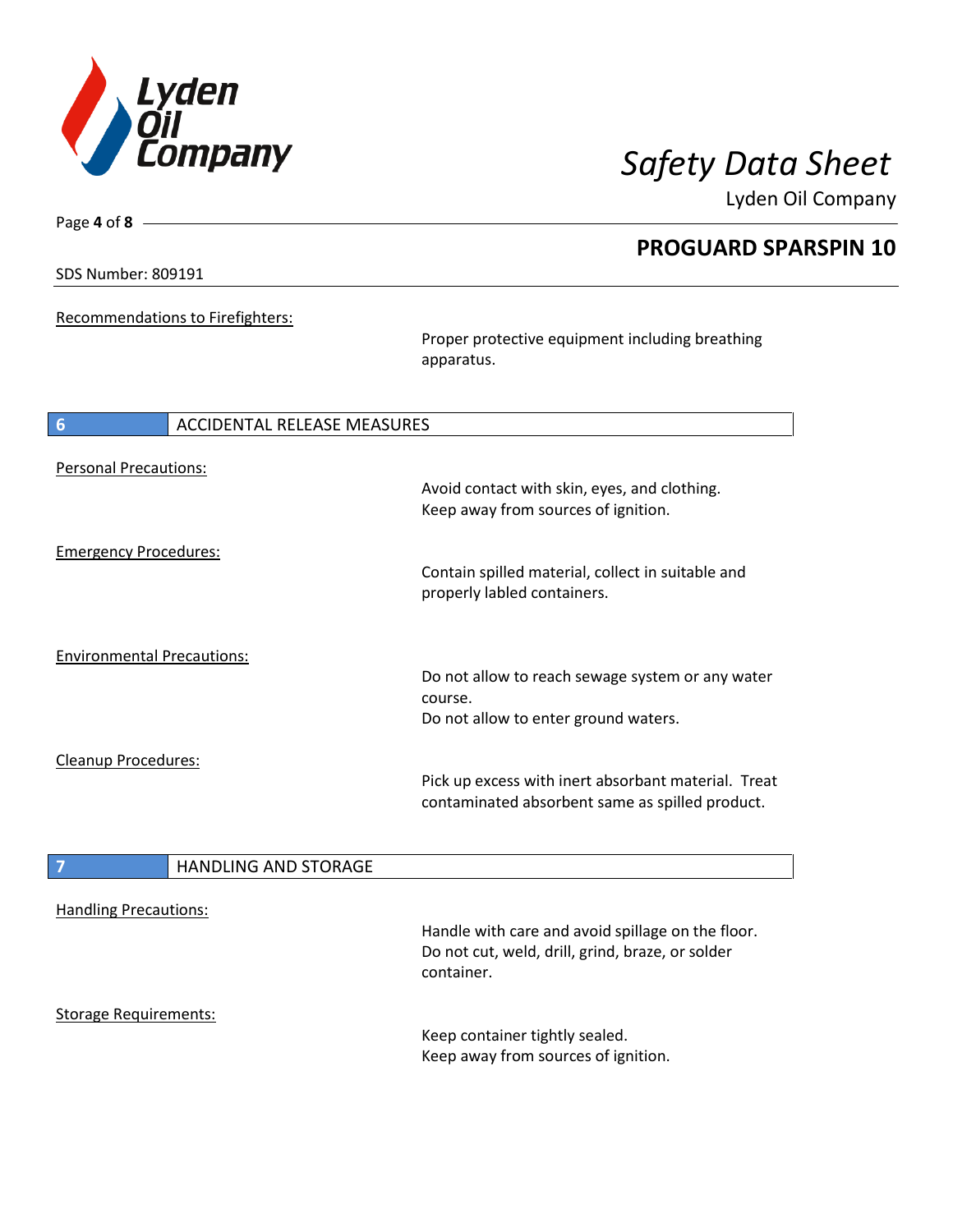**Recommendations to Firefighters:**

Proper protective equipment including breathing apparatus.

## 6 ACCIDENTAL RELEASE MEASURES

**Personal Precautions:**

Avoid contact with skin, eyes, and clothing.
Keep away from sources of ignition.

**Emergency Procedures:**

Contain spilled material, collect in suitable and properly labled containers.

**Environmental Precautions:**

Do not allow to reach sewage system or any water course.
Do not allow to enter ground waters.

**Cleanup Procedures:**

Pick up excess with inert absorbant material. Treat contaminated absorbent same as spilled product.

## 7 HANDLING AND STORAGE

**Handling Precautions:**

Handle with care and avoid spillage on the floor.
Do not cut, weld, drill, grind, braze, or solder container.

**Storage Requirements:**

Keep container tightly sealed.
Keep away from sources of ignition.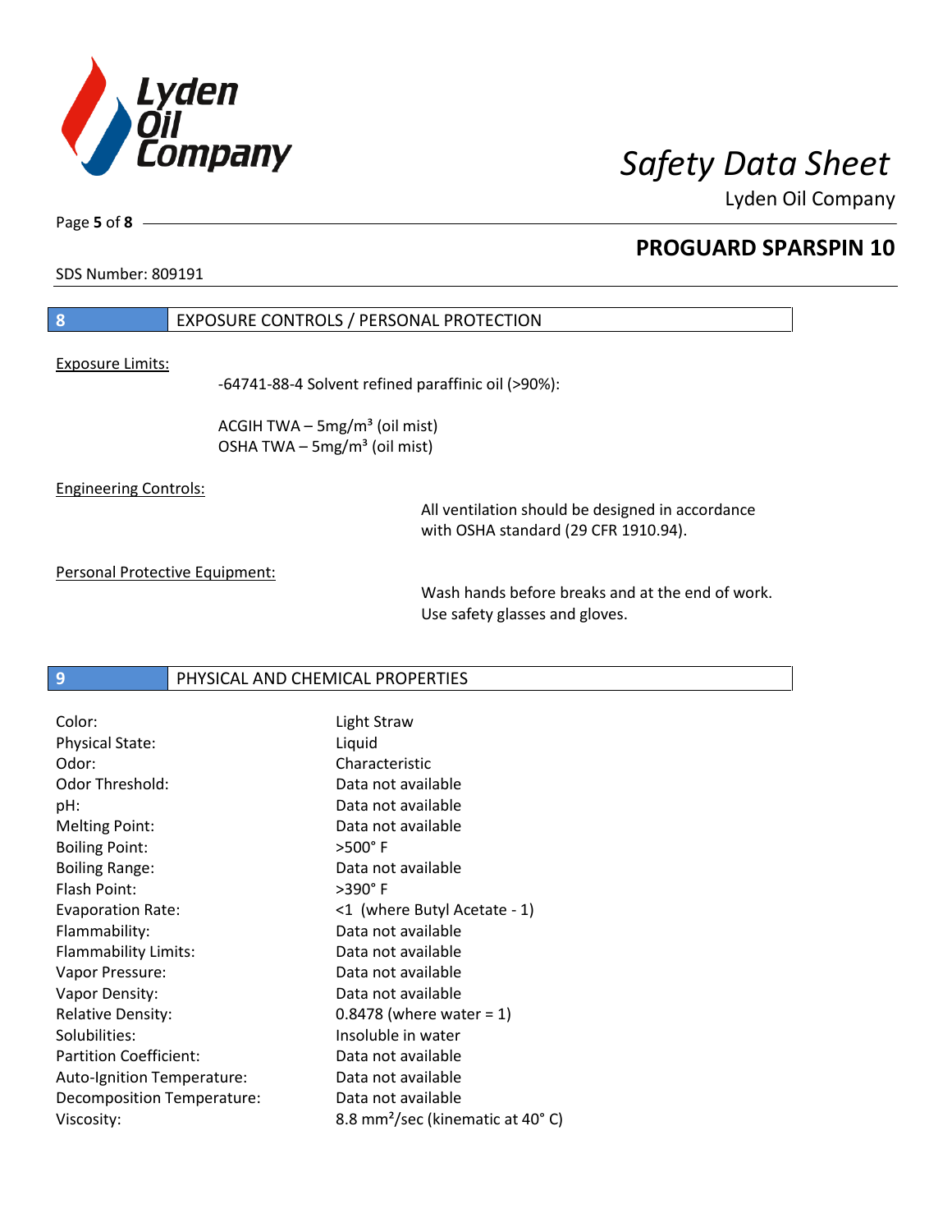# PROGUARD SPARSPIN 10

SDS Number: 809191

## 8 EXPOSURE CONTROLS / PERSONAL PROTECTION

Exposure Limits:

-64741-88-4 Solvent refined paraffinic oil (>90%):

ACGIH TWA – 5mg/m³ (oil mist)
OSHA TWA – 5mg/m³ (oil mist)

Engineering Controls:

All ventilation should be designed in accordance with OSHA standard (29 CFR 1910.94).

Personal Protective Equipment:

Wash hands before breaks and at the end of work.
Use safety glasses and gloves.

## 9 PHYSICAL AND CHEMICAL PROPERTIES

| | |
|---|---|
| Color: | Light Straw |
| Physical State: | Liquid |
| Odor: | Characteristic |
| Odor Threshold: | Data not available |
| pH: | Data not available |
| Melting Point: | Data not available |
| Boiling Point: | >500° F |
| Boiling Range: | Data not available |
| Flash Point: | >390° F |
| Evaporation Rate: | <1 (where Butyl Acetate - 1) |
| Flammability: | Data not available |
| Flammability Limits: | Data not available |
| Vapor Pressure: | Data not available |
| Vapor Density: | Data not available |
| Relative Density: | 0.8478 (where water = 1) |
| Solubilities: | Insoluble in water |
| Partition Coefficient: | Data not available |
| Auto-Ignition Temperature: | Data not available |
| Decomposition Temperature: | Data not available |
| Viscosity: | 8.8 mm²/sec (kinematic at 40° C) |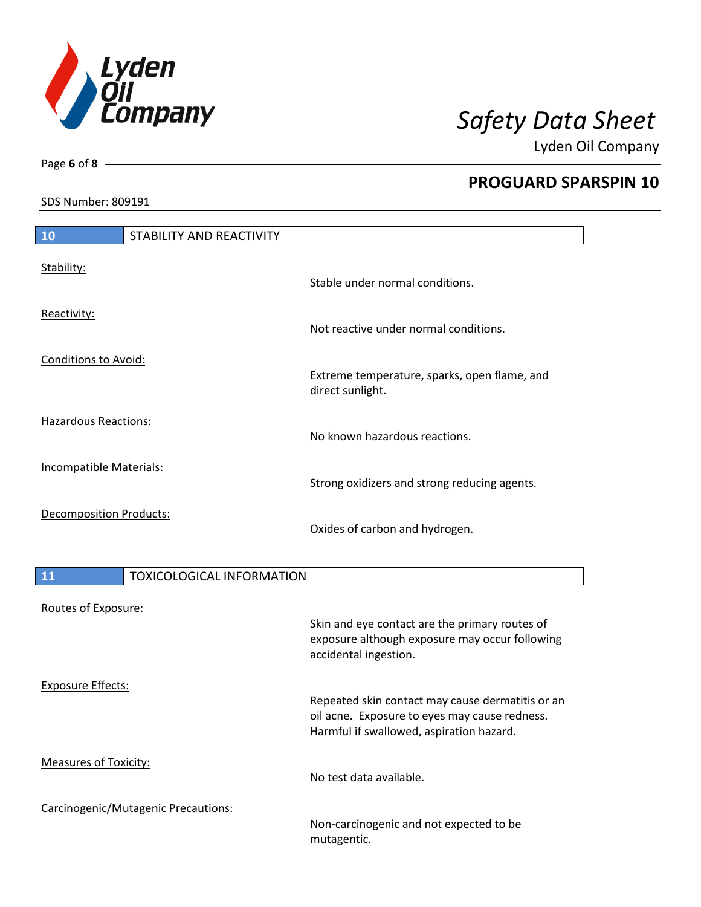## 10 STABILITY AND REACTIVITY

Stability:

Stable under normal conditions.

Reactivity:

Not reactive under normal conditions.

Conditions to Avoid:

Extreme temperature, sparks, open flame, and direct sunlight.

Hazardous Reactions:

No known hazardous reactions.

Incompatible Materials:

Strong oxidizers and strong reducing agents.

Decomposition Products:

Oxides of carbon and hydrogen.

## 11 TOXICOLOGICAL INFORMATION

Routes of Exposure:

Skin and eye contact are the primary routes of exposure although exposure may occur following accidental ingestion.

Exposure Effects:

Repeated skin contact may cause dermatitis or an oil acne. Exposure to eyes may cause redness. Harmful if swallowed, aspiration hazard.

Measures of Toxicity:

No test data available.

Carcinogenic/Mutagenic Precautions:

Non-carcinogenic and not expected to be mutagentic.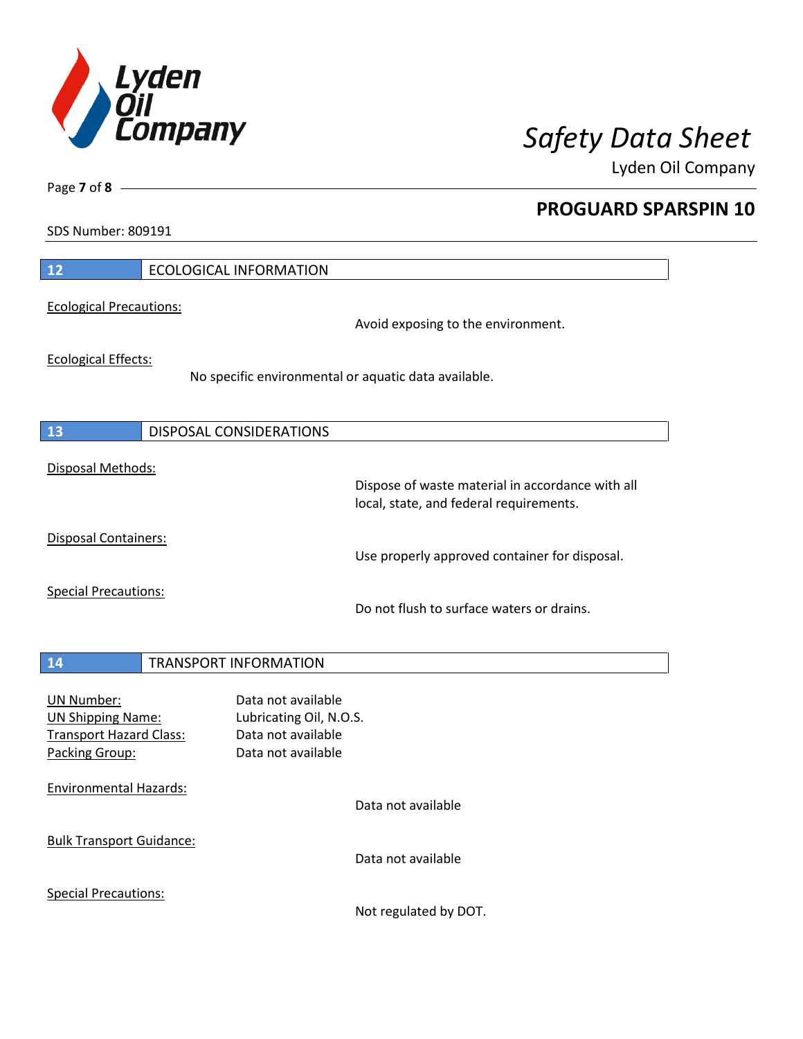## 12 ECOLOGICAL INFORMATION

Ecological Precautions:

Avoid exposing to the environment.

Ecological Effects:

No specific environmental or aquatic data available.

## 13 DISPOSAL CONSIDERATIONS

Disposal Methods:

Dispose of waste material in accordance with all local, state, and federal requirements.

Disposal Containers:

Use properly approved container for disposal.

Special Precautions:

Do not flush to surface waters or drains.

## 14 TRANSPORT INFORMATION

UN Number: Data not available
UN Shipping Name: Lubricating Oil, N.O.S.
Transport Hazard Class: Data not available
Packing Group: Data not available

Environmental Hazards:

Data not available

Bulk Transport Guidance:

Data not available

Special Precautions:

Not regulated by DOT.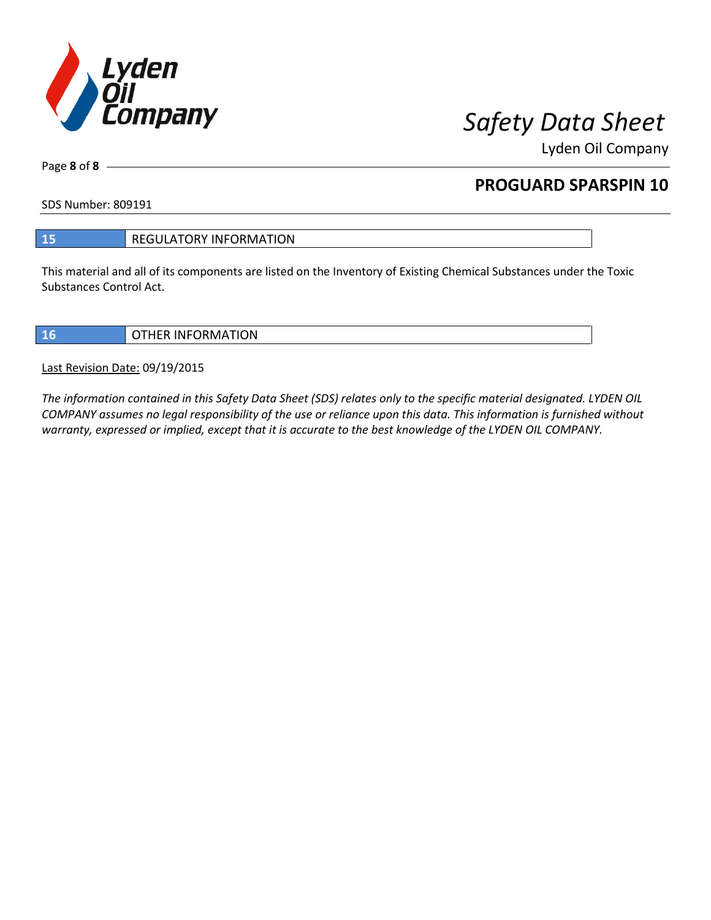## 15 REGULATORY INFORMATION

This material and all of its components are listed on the Inventory of Existing Chemical Substances under the Toxic Substances Control Act.

## 16 OTHER INFORMATION

Last Revision Date: 09/19/2015

*The information contained in this Safety Data Sheet (SDS) relates only to the specific material designated. LYDEN OIL COMPANY assumes no legal responsibility of the use or reliance upon this data. This information is furnished without warranty, expressed or implied, except that it is accurate to the best knowledge of the LYDEN OIL COMPANY.*